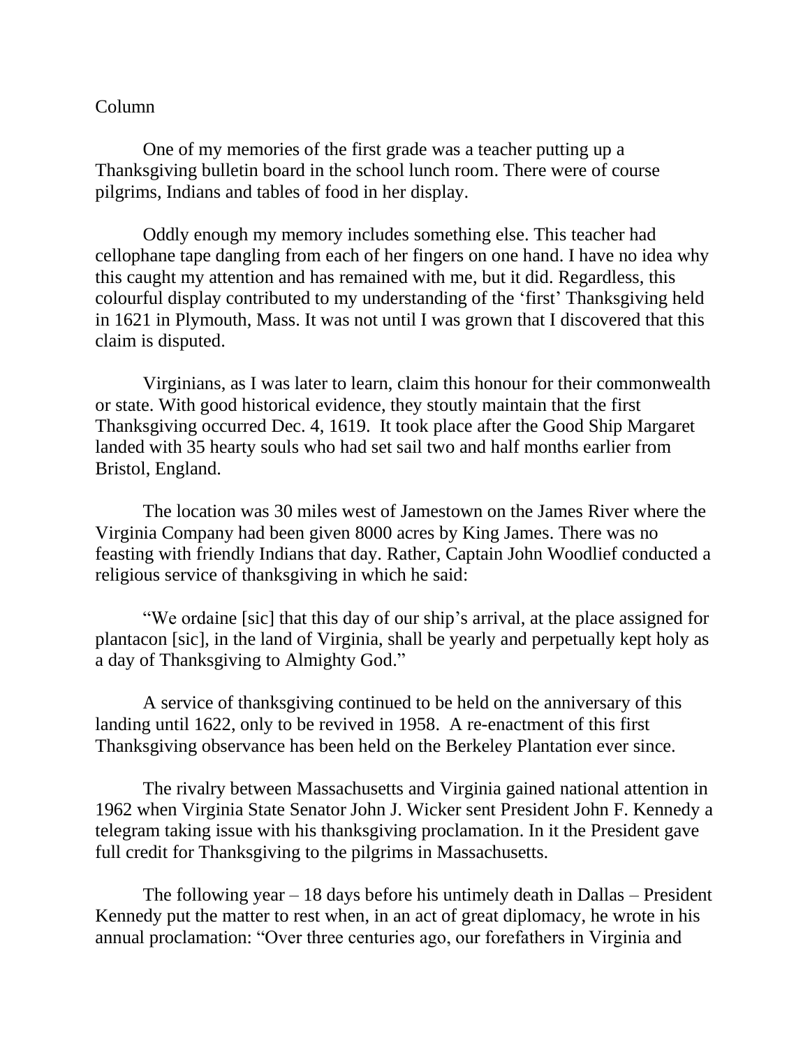Column

One of my memories of the first grade was a teacher putting up a Thanksgiving bulletin board in the school lunch room. There were of course pilgrims, Indians and tables of food in her display.

Oddly enough my memory includes something else. This teacher had cellophane tape dangling from each of her fingers on one hand. I have no idea why this caught my attention and has remained with me, but it did. Regardless, this colourful display contributed to my understanding of the 'first' Thanksgiving held in 1621 in Plymouth, Mass. It was not until I was grown that I discovered that this claim is disputed.

Virginians, as I was later to learn, claim this honour for their commonwealth or state. With good historical evidence, they stoutly maintain that the first Thanksgiving occurred Dec. 4, 1619. It took place after the Good Ship Margaret landed with 35 hearty souls who had set sail two and half months earlier from Bristol, England.

The location was 30 miles west of Jamestown on the James River where the Virginia Company had been given 8000 acres by King James. There was no feasting with friendly Indians that day. Rather, Captain John Woodlief conducted a religious service of thanksgiving in which he said:

"We ordaine [sic] that this day of our ship's arrival, at the place assigned for plantacon [sic], in the land of Virginia, shall be yearly and perpetually kept holy as a day of Thanksgiving to Almighty God."

A service of thanksgiving continued to be held on the anniversary of this landing until 1622, only to be revived in 1958. A re-enactment of this first Thanksgiving observance has been held on the Berkeley Plantation ever since.

The rivalry between Massachusetts and Virginia gained national attention in 1962 when Virginia State Senator John J. Wicker sent President John F. Kennedy a telegram taking issue with his thanksgiving proclamation. In it the President gave full credit for Thanksgiving to the pilgrims in Massachusetts.

The following year – 18 days before his untimely death in Dallas – President Kennedy put the matter to rest when, in an act of great diplomacy, he wrote in his annual proclamation: "Over three centuries ago, our forefathers in Virginia and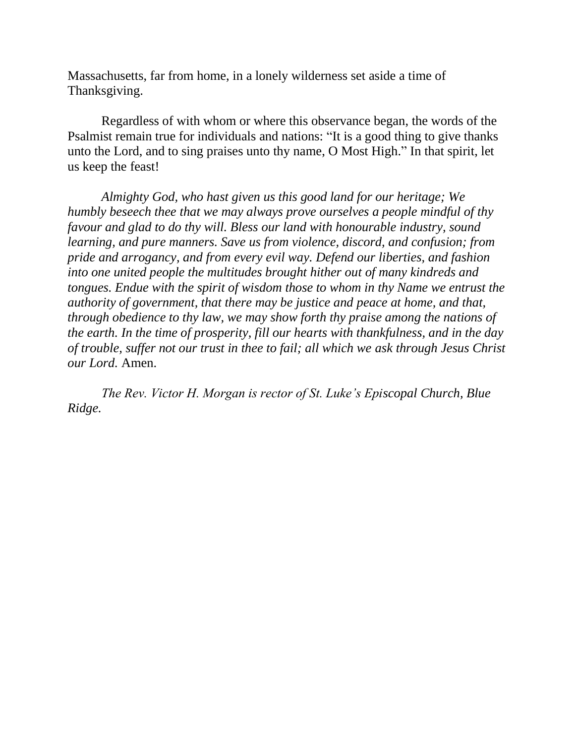Massachusetts, far from home, in a lonely wilderness set aside a time of Thanksgiving.

Regardless of with whom or where this observance began, the words of the Psalmist remain true for individuals and nations: “It is a good thing to give thanks unto the Lord, and to sing praises unto thy name, O Most High.” In that spirit, let us keep the feast!

*Almighty God, who hast given us this good land for our heritage; We humbly beseech thee that we may always prove ourselves a people mindful of thy favour and glad to do thy will. Bless our land with honourable industry, sound learning, and pure manners. Save us from violence, discord, and confusion; from pride and arrogancy, and from every evil way. Defend our liberties, and fashion into one united people the multitudes brought hither out of many kindreds and tongues. Endue with the spirit of wisdom those to whom in thy Name we entrust the authority of government, that there may be justice and peace at home, and that, through obedience to thy law, we may show forth thy praise among the nations of the earth. In the time of prosperity, fill our hearts with thankfulness, and in the day of trouble, suffer not our trust in thee to fail; all which we ask through Jesus Christ our Lord.* Amen.

*The Rev. Victor H. Morgan is rector of St. Luke’s Episcopal Church, Blue Ridge.*